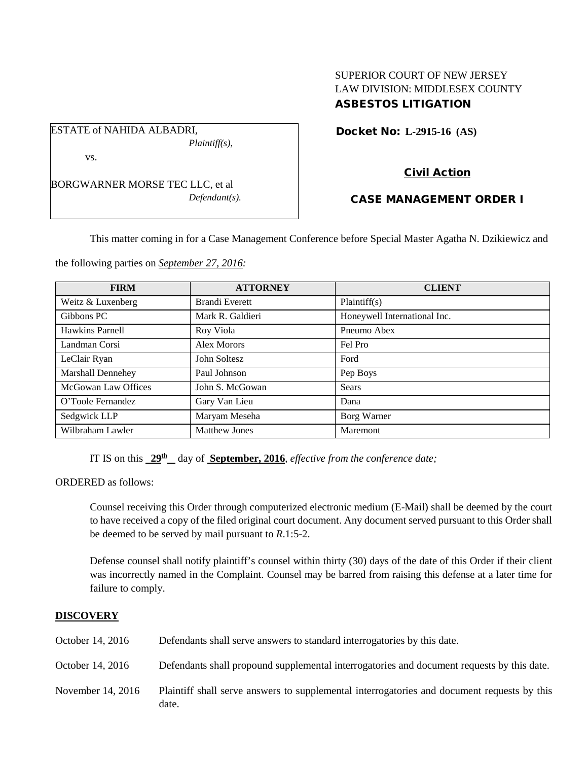SUPERIOR COURT OF NEW JERSEY
LAW DIVISION: MIDDLESEX COUNTY
**ASBESTOS LITIGATION**

ESTATE of NAHIDA ALBADRI,
*Plaintiff(s),*

vs.

BORGWARNER MORSE TEC LLC, et al
*Defendant(s).*

**Docket No: L-2915-16 (AS)**

**Civil Action**

**CASE MANAGEMENT ORDER I**

This matter coming in for a Case Management Conference before Special Master Agatha N. Dzikiewicz and the following parties on *September 27, 2016:*

| FIRM | ATTORNEY | CLIENT |
|---|---|---|
| Weitz & Luxenberg | Brandi Everett | Plaintiff(s) |
| Gibbons PC | Mark R. Galdieri | Honeywell International Inc. |
| Hawkins Parnell | Roy Viola | Pneumo Abex |
| Landman Corsi | Alex Morors | Fel Pro |
| LeClair Ryan | John Soltesz | Ford |
| Marshall Dennehey | Paul Johnson | Pep Boys |
| McGowan Law Offices | John S. McGowan | Sears |
| O'Toole Fernandez | Gary Van Lieu | Dana |
| Sedgwick LLP | Maryam Meseha | Borg Warner |
| Wilbraham Lawler | Matthew Jones | Maremont |

IT IS on this **29th** day of **September, 2016**, *effective from the conference date;*

ORDERED as follows:

Counsel receiving this Order through computerized electronic medium (E-Mail) shall be deemed by the court to have received a copy of the filed original court document. Any document served pursuant to this Order shall be deemed to be served by mail pursuant to *R*.1:5-2.

Defense counsel shall notify plaintiff's counsel within thirty (30) days of the date of this Order if their client was incorrectly named in the Complaint. Counsel may be barred from raising this defense at a later time for failure to comply.

## DISCOVERY

October 14, 2016 Defendants shall serve answers to standard interrogatories by this date.

October 14, 2016 Defendants shall propound supplemental interrogatories and document requests by this date.

November 14, 2016 Plaintiff shall serve answers to supplemental interrogatories and document requests by this date.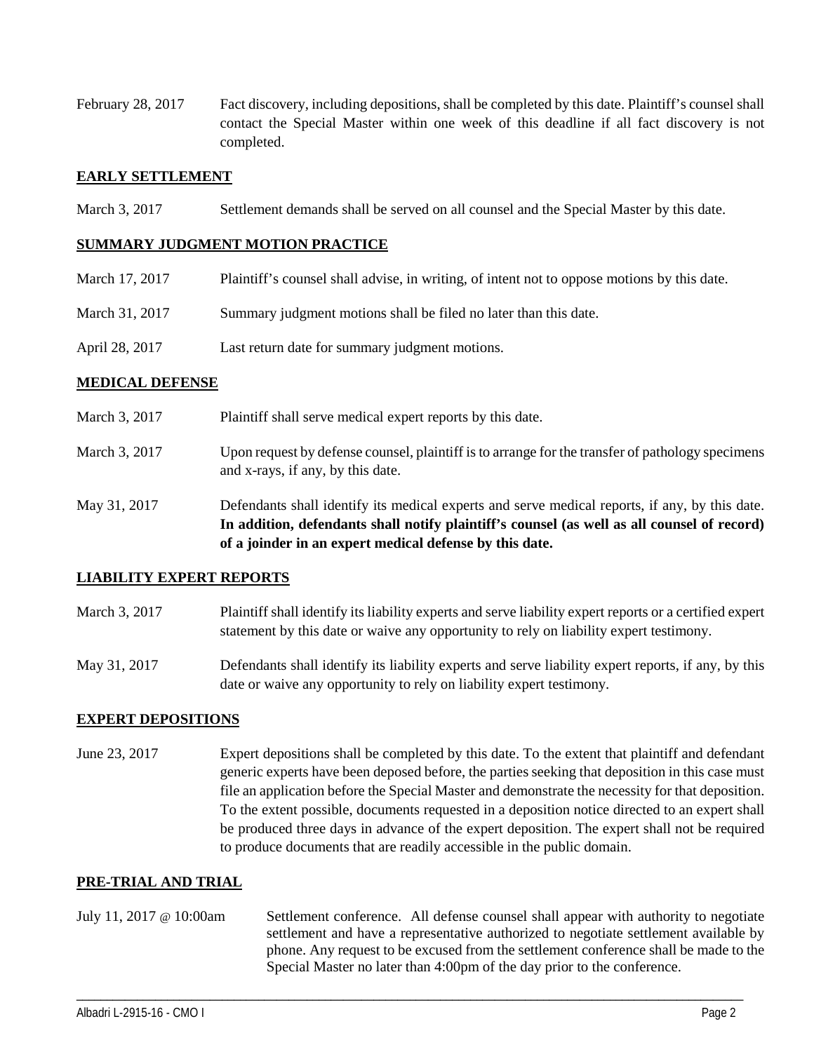February 28, 2017 Fact discovery, including depositions, shall be completed by this date. Plaintiff's counsel shall contact the Special Master within one week of this deadline if all fact discovery is not completed.

**EARLY SETTLEMENT**

March 3, 2017 Settlement demands shall be served on all counsel and the Special Master by this date.

**SUMMARY JUDGMENT MOTION PRACTICE**

March 17, 2017 Plaintiff's counsel shall advise, in writing, of intent not to oppose motions by this date.

March 31, 2017 Summary judgment motions shall be filed no later than this date.

April 28, 2017 Last return date for summary judgment motions.

**MEDICAL DEFENSE**

March 3, 2017 Plaintiff shall serve medical expert reports by this date.

March 3, 2017 Upon request by defense counsel, plaintiff is to arrange for the transfer of pathology specimens and x-rays, if any, by this date.

May 31, 2017 Defendants shall identify its medical experts and serve medical reports, if any, by this date. **In addition, defendants shall notify plaintiff's counsel (as well as all counsel of record) of a joinder in an expert medical defense by this date.**

**LIABILITY EXPERT REPORTS**

March 3, 2017 Plaintiff shall identify its liability experts and serve liability expert reports or a certified expert statement by this date or waive any opportunity to rely on liability expert testimony.

May 31, 2017 Defendants shall identify its liability experts and serve liability expert reports, if any, by this date or waive any opportunity to rely on liability expert testimony.

**EXPERT DEPOSITIONS**

June 23, 2017 Expert depositions shall be completed by this date. To the extent that plaintiff and defendant generic experts have been deposed before, the parties seeking that deposition in this case must file an application before the Special Master and demonstrate the necessity for that deposition. To the extent possible, documents requested in a deposition notice directed to an expert shall be produced three days in advance of the expert deposition. The expert shall not be required to produce documents that are readily accessible in the public domain.

**PRE-TRIAL AND TRIAL**

July 11, 2017 @ 10:00am Settlement conference. All defense counsel shall appear with authority to negotiate settlement and have a representative authorized to negotiate settlement available by phone. Any request to be excused from the settlement conference shall be made to the Special Master no later than 4:00pm of the day prior to the conference.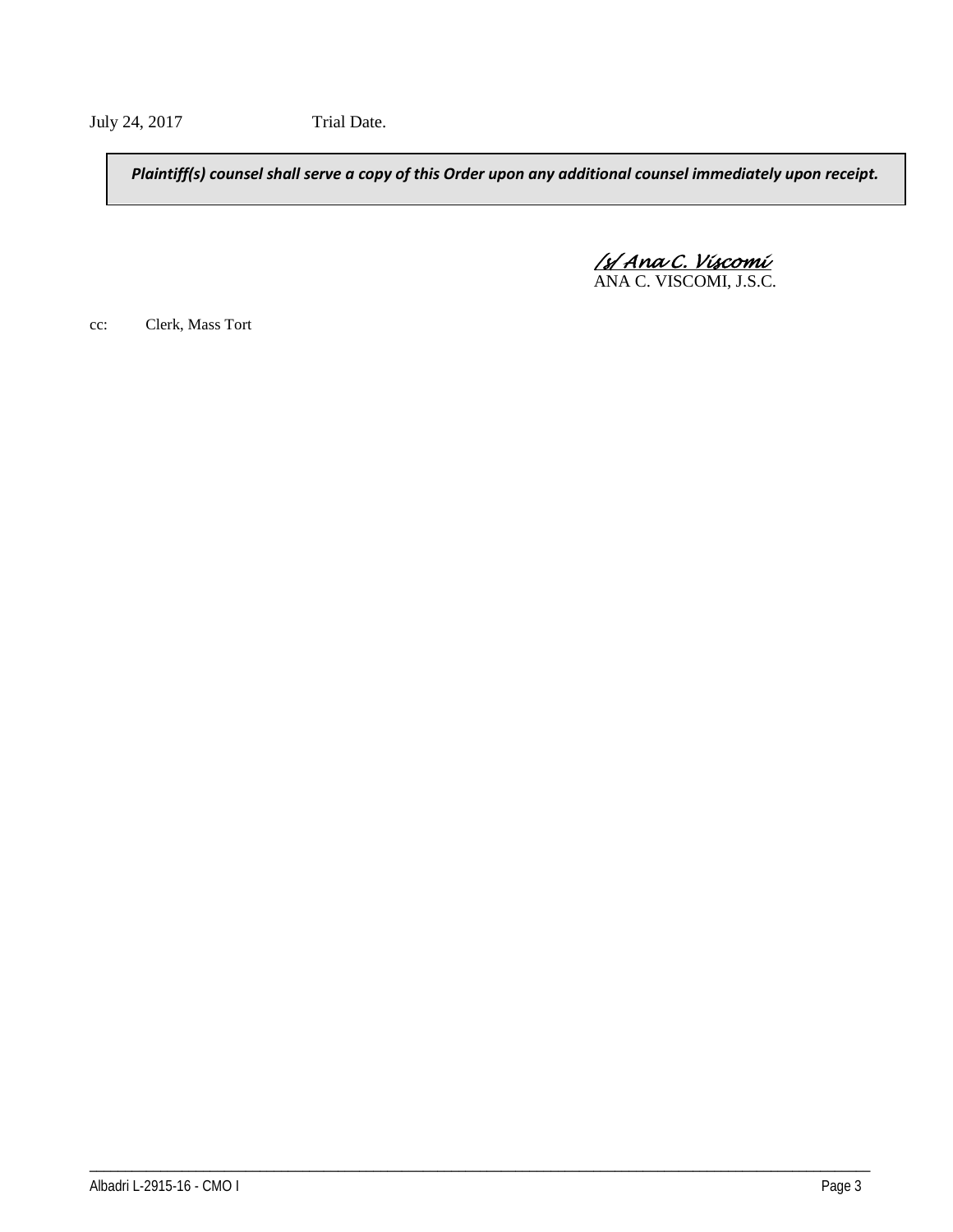July 24, 2017 Trial Date.

***Plaintiff(s) counsel shall serve a copy of this Order upon any additional counsel immediately upon receipt.***

*/s/ Ana C. Viscomi*
ANA C. VISCOMI, J.S.C.

cc: Clerk, Mass Tort